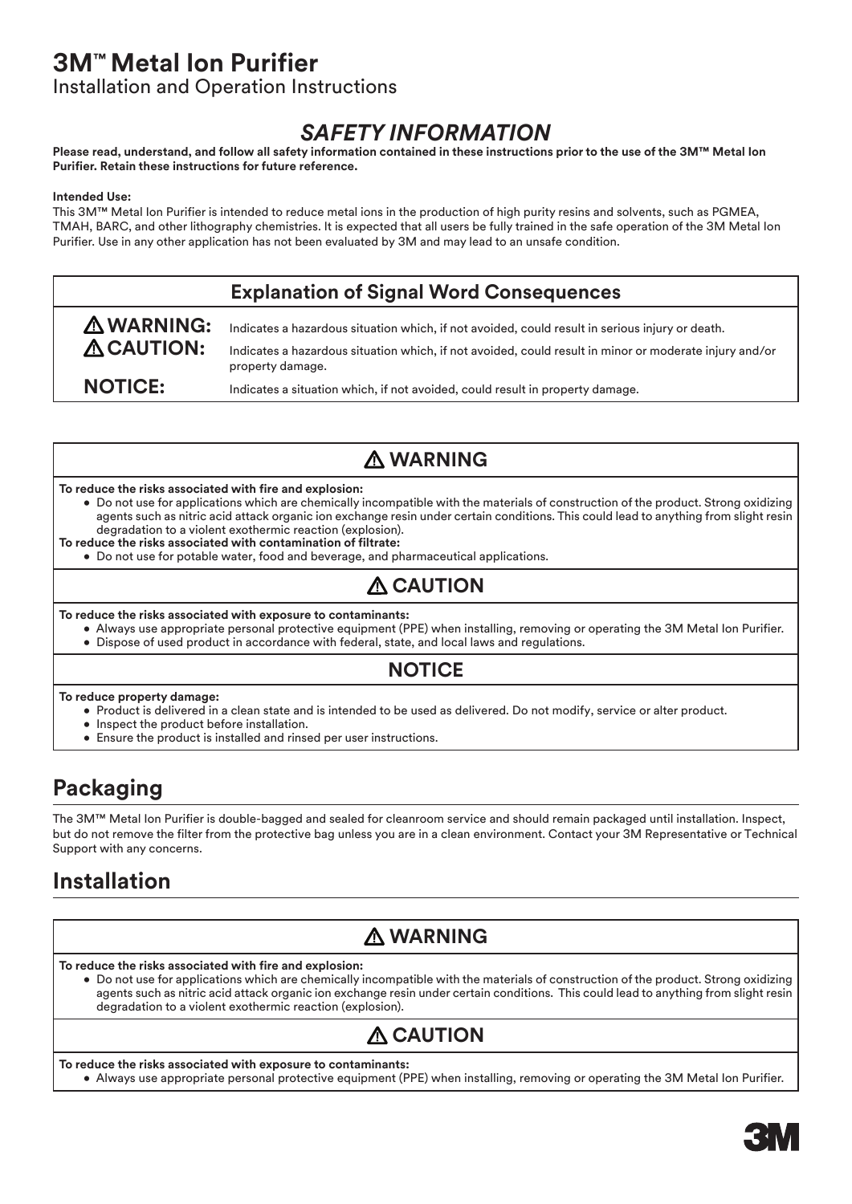# 3M™ Metal Ion Purifier

Installation and Operation Instructions

## *SAFETY INFORMATION*

**Please read, understand, and follow all safety information contained in these instructions prior to the use of the 3M™ Metal Ion Purifier. Retain these instructions for future reference.**

**Intended Use:**
This 3M™ Metal Ion Purifier is intended to reduce metal ions in the production of high purity resins and solvents, such as PGMEA, TMAH, BARC, and other lithography chemistries. It is expected that all users be fully trained in the safe operation of the 3M Metal Ion Purifier. Use in any other application has not been evaluated by 3M and may lead to an unsafe condition.

| Explanation of Signal Word Consequences | |
|---|---|
| ⚠ **WARNING:** | Indicates a hazardous situation which, if not avoided, could result in serious injury or death. |
| ⚠ **CAUTION:** | Indicates a hazardous situation which, if not avoided, could result in minor or moderate injury and/or property damage. |
| **NOTICE:** | Indicates a situation which, if not avoided, could result in property damage. |

### ⚠ WARNING

**To reduce the risks associated with fire and explosion:**

- Do not use for applications which are chemically incompatible with the materials of construction of the product. Strong oxidizing agents such as nitric acid attack organic ion exchange resin under certain conditions. This could lead to anything from slight resin degradation to a violent exothermic reaction (explosion).

**To reduce the risks associated with contamination of filtrate:**

- Do not use for potable water, food and beverage, and pharmaceutical applications.

### ⚠ CAUTION

**To reduce the risks associated with exposure to contaminants:**

- Always use appropriate personal protective equipment (PPE) when installing, removing or operating the 3M Metal Ion Purifier.
- Dispose of used product in accordance with federal, state, and local laws and regulations.

### NOTICE

**To reduce property damage:**

- Product is delivered in a clean state and is intended to be used as delivered. Do not modify, service or alter product.
- Inspect the product before installation.
- Ensure the product is installed and rinsed per user instructions.

## Packaging

The 3M™ Metal Ion Purifier is double-bagged and sealed for cleanroom service and should remain packaged until installation. Inspect, but do not remove the filter from the protective bag unless you are in a clean environment. Contact your 3M Representative or Technical Support with any concerns.

## Installation

### ⚠ WARNING

**To reduce the risks associated with fire and explosion:**

- Do not use for applications which are chemically incompatible with the materials of construction of the product. Strong oxidizing agents such as nitric acid attack organic ion exchange resin under certain conditions. This could lead to anything from slight resin degradation to a violent exothermic reaction (explosion).

### ⚠ CAUTION

**To reduce the risks associated with exposure to contaminants:**

- Always use appropriate personal protective equipment (PPE) when installing, removing or operating the 3M Metal Ion Purifier.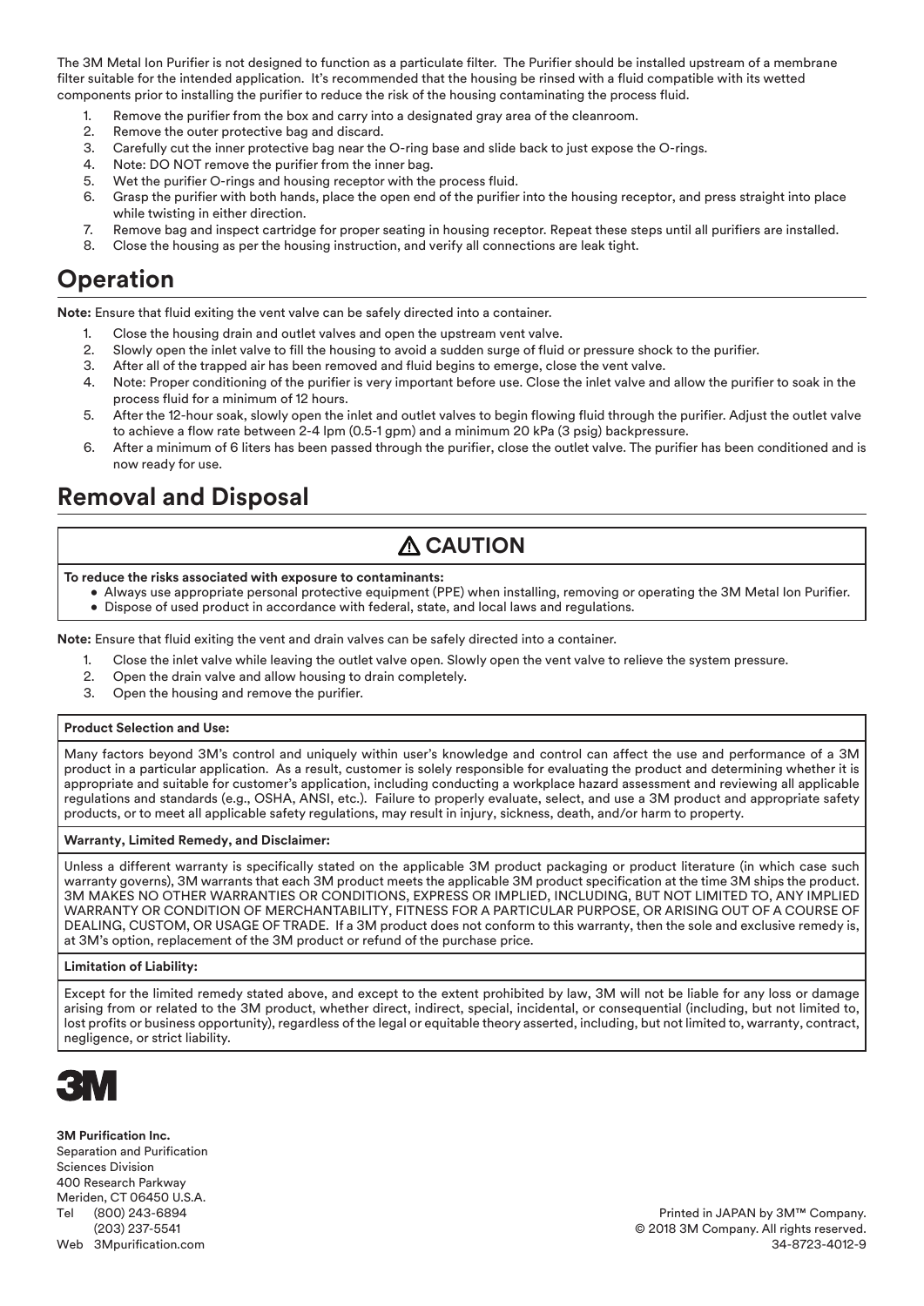The 3M Metal Ion Purifier is not designed to function as a particulate filter. The Purifier should be installed upstream of a membrane filter suitable for the intended application. It's recommended that the housing be rinsed with a fluid compatible with its wetted components prior to installing the purifier to reduce the risk of the housing contaminating the process fluid.

1. Remove the purifier from the box and carry into a designated gray area of the cleanroom.
2. Remove the outer protective bag and discard.
3. Carefully cut the inner protective bag near the O-ring base and slide back to just expose the O-rings.
4. Note: DO NOT remove the purifier from the inner bag.
5. Wet the purifier O-rings and housing receptor with the process fluid.
6. Grasp the purifier with both hands, place the open end of the purifier into the housing receptor, and press straight into place while twisting in either direction.
7. Remove bag and inspect cartridge for proper seating in housing receptor. Repeat these steps until all purifiers are installed.
8. Close the housing as per the housing instruction, and verify all connections are leak tight.

## Operation

**Note:** Ensure that fluid exiting the vent valve can be safely directed into a container.

1. Close the housing drain and outlet valves and open the upstream vent valve.
2. Slowly open the inlet valve to fill the housing to avoid a sudden surge of fluid or pressure shock to the purifier.
3. After all of the trapped air has been removed and fluid begins to emerge, close the vent valve.
4. Note: Proper conditioning of the purifier is very important before use. Close the inlet valve and allow the purifier to soak in the process fluid for a minimum of 12 hours.
5. After the 12-hour soak, slowly open the inlet and outlet valves to begin flowing fluid through the purifier. Adjust the outlet valve to achieve a flow rate between 2-4 lpm (0.5-1 gpm) and a minimum 20 kPa (3 psig) backpressure.
6. After a minimum of 6 liters has been passed through the purifier, close the outlet valve. The purifier has been conditioned and is now ready for use.

## Removal and Disposal

### ⚠ CAUTION

**To reduce the risks associated with exposure to contaminants:**

- Always use appropriate personal protective equipment (PPE) when installing, removing or operating the 3M Metal Ion Purifier.
- Dispose of used product in accordance with federal, state, and local laws and regulations.

**Note:** Ensure that fluid exiting the vent and drain valves can be safely directed into a container.

1. Close the inlet valve while leaving the outlet valve open. Slowly open the vent valve to relieve the system pressure.
2. Open the drain valve and allow housing to drain completely.
3. Open the housing and remove the purifier.

**Product Selection and Use:**

Many factors beyond 3M's control and uniquely within user's knowledge and control can affect the use and performance of a 3M product in a particular application. As a result, customer is solely responsible for evaluating the product and determining whether it is appropriate and suitable for customer's application, including conducting a workplace hazard assessment and reviewing all applicable regulations and standards (e.g., OSHA, ANSI, etc.). Failure to properly evaluate, select, and use a 3M product and appropriate safety products, or to meet all applicable safety regulations, may result in injury, sickness, death, and/or harm to property.

**Warranty, Limited Remedy, and Disclaimer:**

Unless a different warranty is specifically stated on the applicable 3M product packaging or product literature (in which case such warranty governs), 3M warrants that each 3M product meets the applicable 3M product specification at the time 3M ships the product. 3M MAKES NO OTHER WARRANTIES OR CONDITIONS, EXPRESS OR IMPLIED, INCLUDING, BUT NOT LIMITED TO, ANY IMPLIED WARRANTY OR CONDITION OF MERCHANTABILITY, FITNESS FOR A PARTICULAR PURPOSE, OR ARISING OUT OF A COURSE OF DEALING, CUSTOM, OR USAGE OF TRADE. If a 3M product does not conform to this warranty, then the sole and exclusive remedy is, at 3M's option, replacement of the 3M product or refund of the purchase price.

**Limitation of Liability:**

Except for the limited remedy stated above, and except to the extent prohibited by law, 3M will not be liable for any loss or damage arising from or related to the 3M product, whether direct, indirect, special, incidental, or consequential (including, but not limited to, lost profits or business opportunity), regardless of the legal or equitable theory asserted, including, but not limited to, warranty, contract, negligence, or strict liability.

**3M**

**3M Purification Inc.**
Separation and Purification
Sciences Division
400 Research Parkway
Meriden, CT 06450 U.S.A.
Tel (800) 243-6894
(203) 237-5541
Web 3Mpurification.com

Printed in JAPAN by 3M™ Company.
© 2018 3M Company. All rights reserved.
34-8723-4012-9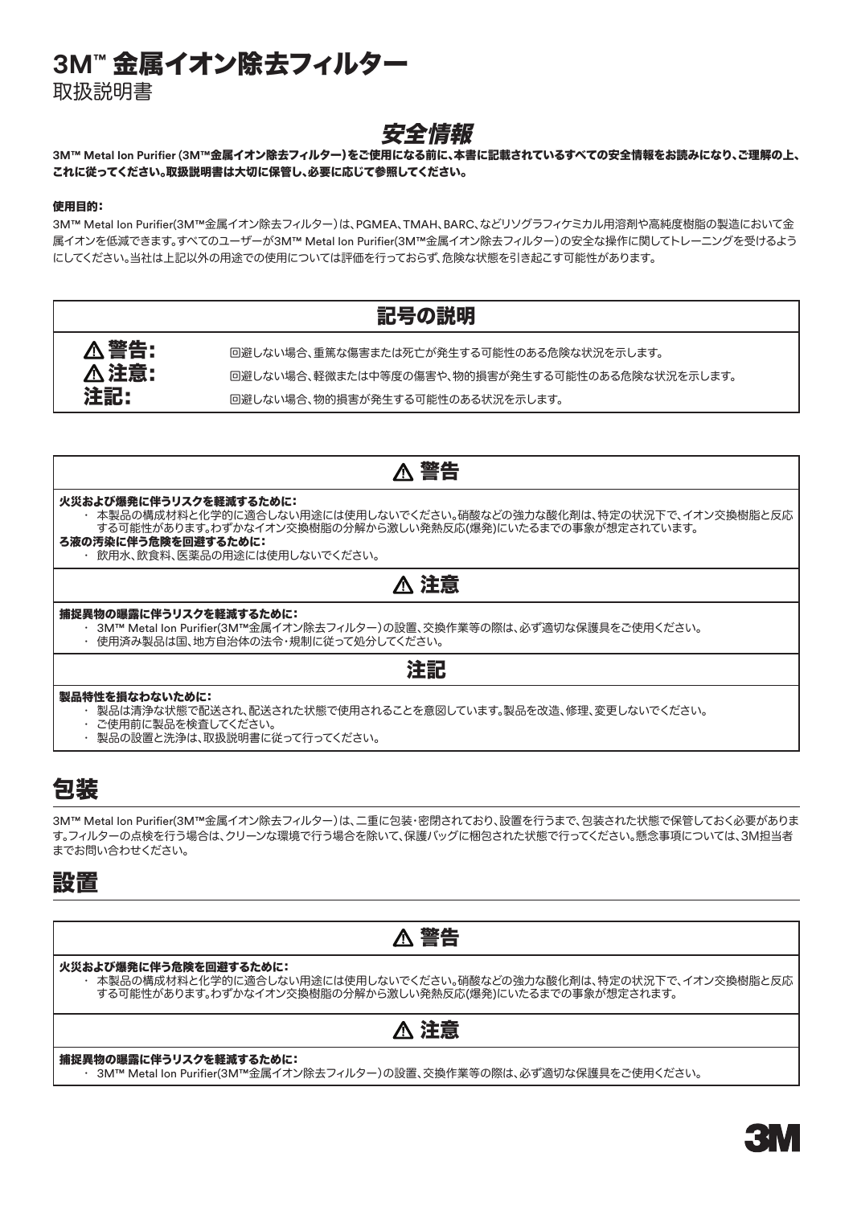# 3M™ 金属イオン除去フィルター

取扱説明書

## *安全情報*

**3M™ Metal Ion Purifier (3M™金属イオン除去フィルター)をご使用になる前に、本書に記載されているすべての安全情報をお読みになり、ご理解の上、これに従ってください。取扱説明書は大切に保管し、必要に応じて参照してください。**

**使用目的:**

3M™ Metal Ion Purifier(3M™金属イオン除去フィルター)は、PGMEA、TMAH、BARC、などリソグラフィケミカル用溶剤や高純度樹脂の製造において金属イオンを低減できます。すべてのユーザーが3M™ Metal Ion Purifier(3M™金属イオン除去フィルター)の安全な操作に関してトレーニングを受けるようにしてください。当社は上記以外の用途での使用については評価を行っておらず、危険な状態を引き起こす可能性があります。

| 記号の説明 | |
|---|---|
| **⚠ 警告:** | 回避しない場合、重篤な傷害または死亡が発生する可能性のある危険な状況を示します。 |
| **⚠ 注意:** | 回避しない場合、軽微または中等度の傷害や、物的損害が発生する可能性のある危険な状況を示します。 |
| **注記:** | 回避しない場合、物的損害が発生する可能性のある状況を示します。 |

### ⚠ 警告

**火災および爆発に伴うリスクを軽減するために:**
- 本製品の構成材料と化学的に適合しない用途には使用しないでください。硝酸などの強力な酸化剤は、特定の状況下で、イオン交換樹脂と反応する可能性があります。わずかなイオン交換樹脂の分解から激しい発熱反応(爆発)にいたるまでの事象が想定されています。

**ろ液の汚染に伴う危険を回避するために:**
- 飲用水、飲食料、医薬品の用途には使用しないでください。

### ⚠ 注意

**捕捉異物の曝露に伴うリスクを軽減するために:**
- 3M™ Metal Ion Purifier(3M™金属イオン除去フィルター)の設置、交換作業等の際は、必ず適切な保護具をご使用ください。
- 使用済み製品は国、地方自治体の法令・規制に従って処分してください。

### 注記

**製品特性を損なわないために:**
- 製品は清浄な状態で配送され、配送された状態で使用されることを意図しています。製品を改造、修理、変更しないでください。
- ご使用前に製品を検査してください。
- 製品の設置と洗浄は、取扱説明書に従って行ってください。

## 包装

3M™ Metal Ion Purifier(3M™金属イオン除去フィルター)は、二重に包装・密閉されており、設置を行うまで、包装された状態で保管しておく必要があります。フィルターの点検を行う場合は、クリーンな環境で行う場合を除いて、保護バッグに梱包された状態で行ってください。懸念事項については、3M担当者までお問い合わせください。

## 設置

### ⚠ 警告

**火災および爆発に伴う危険を回避するために:**
- 本製品の構成材料と化学的に適合しない用途には使用しないでください。硝酸などの強力な酸化剤は、特定の状況下で、イオン交換樹脂と反応する可能性があります。わずかなイオン交換樹脂の分解から激しい発熱反応(爆発)にいたるまでの事象が想定されます。

### ⚠ 注意

**捕捉異物の曝露に伴うリスクを軽減するために:**
- 3M™ Metal Ion Purifier(3M™金属イオン除去フィルター)の設置、交換作業等の際は、必ず適切な保護具をご使用ください。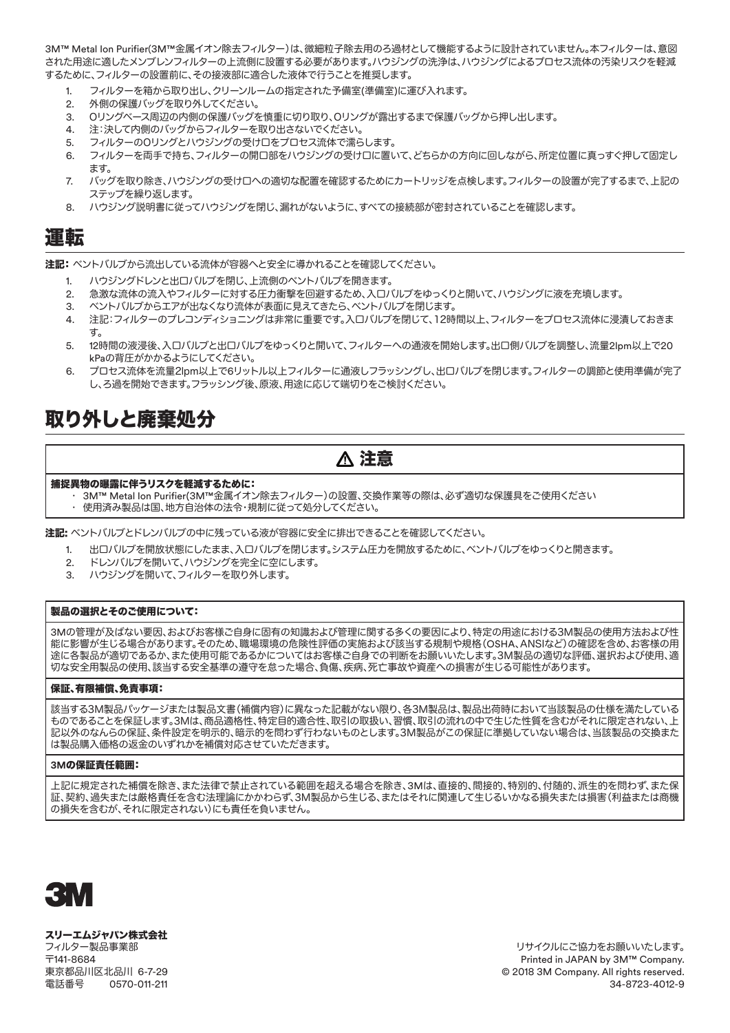3M™ Metal Ion Purifier(3M™金属イオン除去フィルター)は、微細粒子除去用のろ過材として機能するように設計されていません。本フィルターは、意図された用途に適したメンブレンフィルターの上流側に設置する必要があります。ハウジングの洗浄は、ハウジングによるプロセス流体の汚染リスクを軽減するために、フィルターの設置前に、その接液部に適合した液体で行うことを推奨します。

1. フィルターを箱から取り出し、クリーンルームの指定された予備室(準備室)に運び入れます。
2. 外側の保護バッグを取り外してください。
3. Oリングベース周辺の内側の保護バッグを慎重に切り取り、Oリングが露出するまで保護バッグから押し出します。
4. 注：決して内側のバッグからフィルターを取り出さないでください。
5. フィルターのOリングとハウジングの受け口をプロセス流体で濡らします。
6. フィルターを両手で持ち、フィルターの開口部をハウジングの受け口に置いて、どちらかの方向に回しながら、所定位置に真っすぐ押して固定します。
7. バッグを取り除き、ハウジングの受け口への適切な配置を確認するためにカートリッジを点検します。フィルターの設置が完了するまで、上記のステップを繰り返します。
8. ハウジング説明書に従ってハウジングを閉じ、漏れがないように、すべての接続部が密封されていることを確認します。

## 運転

**注記：** ベントバルブから流出している流体が容器へと安全に導かれることを確認してください。

1. ハウジングドレンと出口バルブを閉じ、上流側のベントバルブを開きます。
2. 急激な流体の流入やフィルターに対する圧力衝撃を回避するため、入口バルブをゆっくりと開いて、ハウジングに液を充填します。
3. ベントバルブからエアが出なくなり流体が表面に見えてきたら、ベントバルブを閉じます。
4. 注記：フィルターのプレコンディショニングは非常に重要です。入口バルブを閉じて、12時間以上、フィルターをプロセス流体に浸漬しておきます。
5. 12時間の液浸後、入口バルブと出口バルブをゆっくりと開いて、フィルターへの通液を開始します。出口側バルブを調整し、流量2lpm以上で20 kPaの背圧がかかるようにしてください。
6. プロセス流体を流量2lpm以上で6リットル以上フィルターに通液しフラッシングし、出口バルブを閉じます。フィルターの調節と使用準備が完了し、ろ過を開始できます。フラッシング後、原液、用途に応じて端切りをご検討ください。

## 取り外しと廃棄処分

**⚠ 注意**

**捕捉異物の曝露に伴うリスクを軽減するために：**

- 3M™ Metal Ion Purifier(3M™金属イオン除去フィルター)の設置、交換作業等の際は、必ず適切な保護具をご使用ください
- 使用済み製品は国、地方自治体の法令・規制に従って処分してください。

**注記：** ベントバルブとドレンバルブの中に残っている液が容器に安全に排出できることを確認してください。

1. 出口バルブを開放状態にしたまま、入口バルブを閉じます。システム圧力を開放するために、ベントバルブをゆっくりと開きます。
2. ドレンバルブを開いて、ハウジングを完全に空にします。
3. ハウジングを開いて、フィルターを取り外します。

**製品の選択とそのご使用について：**

3Mの管理が及ばない要因、およびお客様ご自身に固有の知識および管理に関する多くの要因により、特定の用途における3M製品の使用方法および性能に影響が生じる場合があります。そのため、職場環境の危険性評価の実施および該当する規制や規格（OSHA、ANSIなど）の確認を含め、お客様の用途に各製品が適切であるか、また使用可能であるかについてはお客様ご自身での判断をお願いいたします。3M製品の適切な評価、選択および使用、適切な安全用製品の使用、該当する安全基準の遵守を怠った場合、負傷、疾病、死亡事故や資産への損害が生じる可能性があります。

**保証、有限補償、免責事項：**

該当する3M製品パッケージまたは製品文書（補償内容）に異なった記載がない限り、各3M製品は、製品出荷時において当該製品の仕様を満たしているものであることを保証します。3Mは、商品適格性、特定目的適合性、取引の取扱い、習慣、取引の流れの中で生じた性質を含むがそれに限定されない、上記以外のなんらの保証、条件設定を明示的、暗示的を問わず行わないものとします。3M製品がこの保証に準拠していない場合は、当該製品の交換または製品購入価格の返金のいずれかを補償対応させていただきます。

**3Mの保証責任範囲：**

上記に規定された補償を除き、また法律で禁止されている範囲を超える場合を除き、3Mは、直接的、間接的、特別的、付随的、派生的を問わず、また保証、契約、過失または厳格責任を含む法理論にかかわらず、3M製品から生じる、またはそれに関連して生じるいかなる損失または損害（利益または商機の損失を含むが、それに限定されない）にも責任を負いません。

3M

**スリーエムジャパン株式会社**
フィルター製品事業部
〒141-8684
東京都品川区北品川 6-7-29
電話番号　0570-011-211

リサイクルにご協力をお願いいたします。
Printed in JAPAN by 3M™ Company.
© 2018 3M Company. All rights reserved.
34-8723-4012-9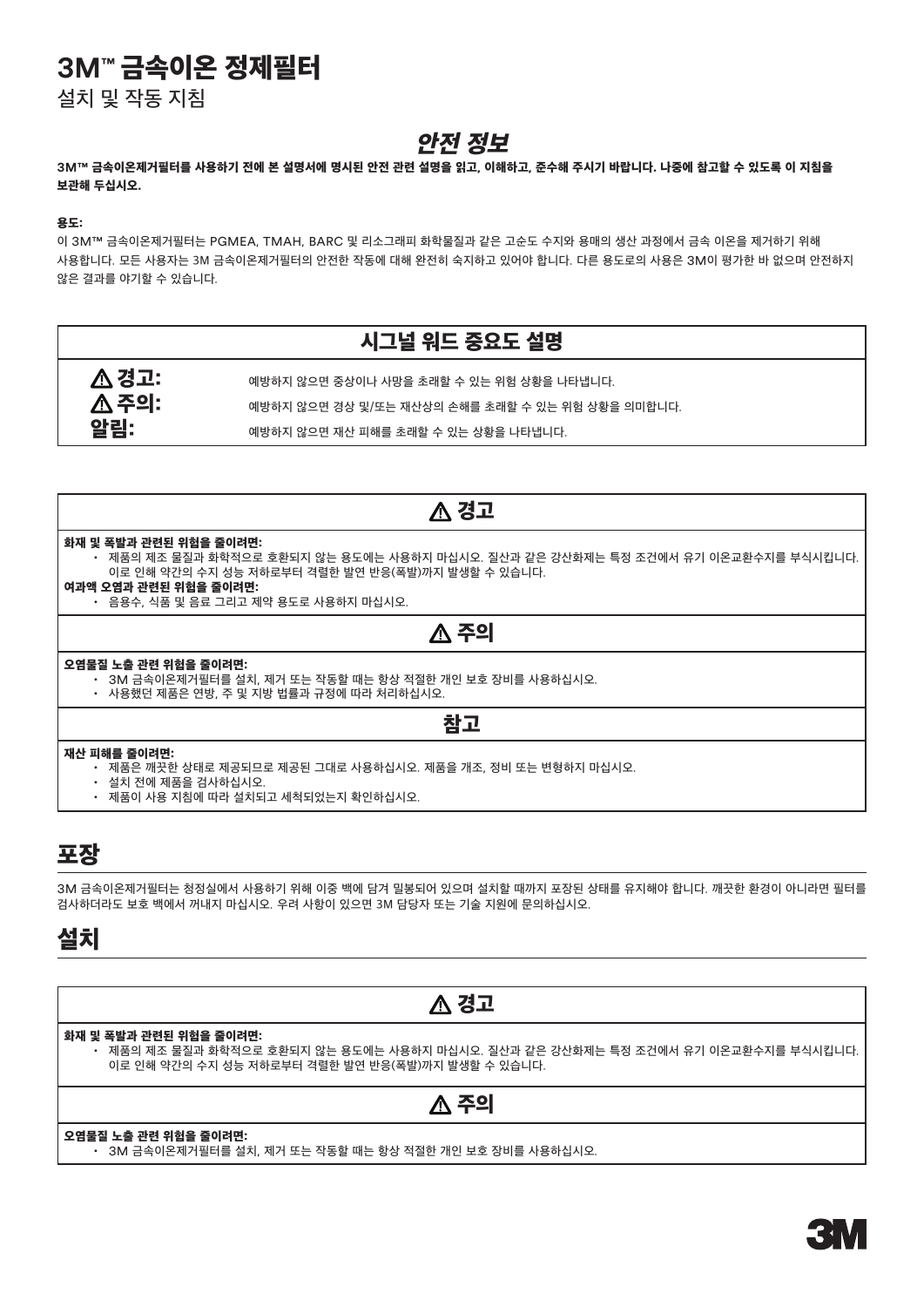# 3M™ 금속이온 정제필터

설치 및 작동 지침

## *안전 정보*

**3M™ 금속이온제거필터를 사용하기 전에 본 설명서에 명시된 안전 관련 설명을 읽고, 이해하고, 준수해 주시기 바랍니다. 나중에 참고할 수 있도록 이 지침을 보관해 두십시오.**

**용도:**

이 3M™ 금속이온제거필터는 PGMEA, TMAH, BARC 및 리소그래피 화학물질과 같은 고순도 수지와 용매의 생산 과정에서 금속 이온을 제거하기 위해 사용합니다. 모든 사용자는 3M 금속이온제거필터의 안전한 작동에 대해 완전히 숙지하고 있어야 합니다. 다른 용도로의 사용은 3M이 평가한 바 없으며 안전하지 않은 결과를 야기할 수 있습니다.

| 시그널 워드 중요도 설명 | |
|---|---|
| **⚠ 경고:** | 예방하지 않으면 중상이나 사망을 초래할 수 있는 위험 상황을 나타냅니다. |
| **⚠ 주의:** | 예방하지 않으면 경상 및/또는 재산상의 손해를 초래할 수 있는 위험 상황을 의미합니다. |
| **알림:** | 예방하지 않으면 재산 피해를 초래할 수 있는 상황을 나타냅니다. |

### ⚠ 경고

**화재 및 폭발과 관련된 위험을 줄이려면:**

- 제품의 제조 물질과 화학적으로 호환되지 않는 용도에는 사용하지 마십시오. 질산과 같은 강산화제는 특정 조건에서 유기 이온교환수지를 부식시킵니다. 이로 인해 약간의 수지 성능 저하로부터 격렬한 발연 반응(폭발)까지 발생할 수 있습니다.

**여과액 오염과 관련된 위험을 줄이려면:**

- 음용수, 식품 및 음료 그리고 제약 용도로 사용하지 마십시오.

### ⚠ 주의

**오염물질 노출 관련 위험을 줄이려면:**

- 3M 금속이온제거필터를 설치, 제거 또는 작동할 때는 항상 적절한 개인 보호 장비를 사용하십시오.
- 사용했던 제품은 연방, 주 및 지방 법률과 규정에 따라 처리하십시오.

### 참고

**재산 피해를 줄이려면:**

- 제품은 깨끗한 상태로 제공되므로 제공된 그대로 사용하십시오. 제품을 개조, 정비 또는 변형하지 마십시오.
- 설치 전에 제품을 검사하십시오.
- 제품이 사용 지침에 따라 설치되고 세척되었는지 확인하십시오.

## 포장

3M 금속이온제거필터는 청정실에서 사용하기 위해 이중 백에 담겨 밀봉되어 있으며 설치할 때까지 포장된 상태를 유지해야 합니다. 깨끗한 환경이 아니라면 필터를 검사하더라도 보호 백에서 꺼내지 마십시오. 우려 사항이 있으면 3M 담당자 또는 기술 지원에 문의하십시오.

## 설치

### ⚠ 경고

**화재 및 폭발과 관련된 위험을 줄이려면:**

- 제품의 제조 물질과 화학적으로 호환되지 않는 용도에는 사용하지 마십시오. 질산과 같은 강산화제는 특정 조건에서 유기 이온교환수지를 부식시킵니다. 이로 인해 약간의 수지 성능 저하로부터 격렬한 발연 반응(폭발)까지 발생할 수 있습니다.

### ⚠ 주의

**오염물질 노출 관련 위험을 줄이려면:**

- 3M 금속이온제거필터를 설치, 제거 또는 작동할 때는 항상 적절한 개인 보호 장비를 사용하십시오.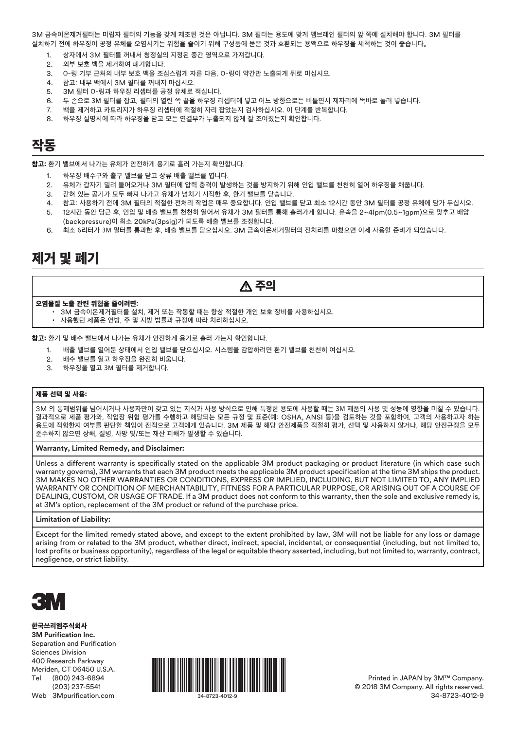3M 금속이온제거필터는 미립자 필터의 기능을 갖게 제조된 것은 아닙니다. 3M 필터는 용도에 맞게 멤브레인 필터의 앞 쪽에 설치해야 합니다. 3M 필터를 설치하기 전에 하우징이 공정 유체를 오염시키는 위험을 줄이기 위해 구성품에 묻은 것과 호환되는 용액으로 하우징을 세척하는 것이 좋습니다。

1. 상자에서 3M 필터를 꺼내서 청정실의 지정된 중간 영역으로 가져갑니다.
2. 외부 보호 백을 제거하여 폐기합니다.
3. O-링 기부 근처의 내부 보호 백을 조심스럽게 자른 다음, O-링이 약간만 노출되게 뒤로 미십시오.
4. 참고: 내부 백에서 3M 필터를 꺼내지 마십시오.
5. 3M 필터 O-링과 하우징 리셉터를 공정 유체로 적십니다.
6. 두 손으로 3M 필터를 잡고, 필터의 열린 쪽 끝을 하우징 리셉터에 넣고 어느 방향으로든 비틀면서 제자리에 똑바로 눌러 넣습니다.
7. 백을 제거하고 카트리지가 하우징 리셉터에 적절히 자리 잡았는지 검사하십시오. 이 단계를 반복합니다.
8. 하우징 설명서에 따라 하우징을 닫고 모든 연결부가 누출되지 않게 잘 조여졌는지 확인합니다.

## 작동

**참고:** 환기 밸브에서 나가는 유체가 안전하게 용기로 흘러 가는지 확인합니다.

1. 하우징 배수구와 출구 밸브를 닫고 상류 배출 밸브를 엽니다.
2. 유체가 갑자기 밀려 들어오거나 3M 필터에 압력 충격이 발생하는 것을 방지하기 위해 인입 밸브를 천천히 열어 하우징을 채웁니다.
3. 갇혀 있는 공기가 모두 빠져 나가고 유체가 넘치기 시작한 후, 환기 밸브를 닫습니다.
4. 참고: 사용하기 전에 3M 필터의 적절한 전처리 작업은 매우 중요합니다. 인입 밸브를 닫고 최소 12시간 동안 3M 필터를 공정 유체에 담가 두십시오.
5. 12시간 동안 담근 후, 인입 및 배출 밸브를 천천히 열어서 유체가 3M 필터를 통해 흘러가게 합니다. 유속을 2~4lpm(0.5~1gpm)으로 맞추고 배압(backpressure)이 최소 20kPa(3psig)가 되도록 배출 밸브를 조정합니다.
6. 최소 6리터가 3M 필터를 통과한 후, 배출 밸브를 닫으십시오. 3M 금속이온제거필터의 전처리를 마쳤으면 이제 사용할 준비가 되었습니다.

## 제거 및 폐기

**⚠ 주의**

**오염물질 노출 관련 위험을 줄이려면:**

- 3M 금속이온제거필터를 설치, 제거 또는 작동할 때는 항상 적절한 개인 보호 장비를 사용하십시오.
- 사용했던 제품은 연방, 주 및 지방 법률과 규정에 따라 처리하십시오.

**참고:** 환기 및 배수 밸브에서 나가는 유체가 안전하게 용기로 흘러 가는지 확인합니다.

1. 배출 밸브를 열어둔 상태에서 인입 밸브를 닫으십시오. 시스템을 감압하려면 환기 밸브를 천천히 여십시오.
2. 배수 밸브를 열고 하우징을 완전히 비웁니다.
3. 하우징을 열고 3M 필터를 제거합니다.

**제품 선택 및 사용:**

3M 의 통제범위를 넘어서거나 사용자만이 갖고 있는 지식과 사용 방식으로 인해 특정한 용도에 사용할 때는 3M 제품의 사용 및 성능에 영향을 미칠 수 있습니다. 결과적으로 제품 평가와, 작업장 위험 평가를 수행하고 해당되는 모든 규정 및 표준(예: OSHA, ANSI 등)을 검토하는 것을 포함하여, 고객의 사용하고자 하는 용도에 적합한지 여부를 판단할 책임이 전적으로 고객에게 있습니다. 3M 제품 및 해당 안전제품을 적절히 평가, 선택 및 사용하지 않거나, 해당 안전규정을 모두 준수하지 않으면 상해, 질병, 사망 및/또는 재산 피해가 발생할 수 있습니다.

**Warranty, Limited Remedy, and Disclaimer:**

Unless a different warranty is specifically stated on the applicable 3M product packaging or product literature (in which case such warranty governs), 3M warrants that each 3M product meets the applicable 3M product specification at the time 3M ships the product. 3M MAKES NO OTHER WARRANTIES OR CONDITIONS, EXPRESS OR IMPLIED, INCLUDING, BUT NOT LIMITED TO, ANY IMPLIED WARRANTY OR CONDITION OF MERCHANTABILITY, FITNESS FOR A PARTICULAR PURPOSE, OR ARISING OUT OF A COURSE OF DEALING, CUSTOM, OR USAGE OF TRADE. If a 3M product does not conform to this warranty, then the sole and exclusive remedy is, at 3M's option, replacement of the 3M product or refund of the purchase price.

**Limitation of Liability:**

Except for the limited remedy stated above, and except to the extent prohibited by law, 3M will not be liable for any loss or damage arising from or related to the 3M product, whether direct, indirect, special, incidental, or consequential (including, but not limited to, lost profits or business opportunity), regardless of the legal or equitable theory asserted, including, but not limited to, warranty, contract, negligence, or strict liability.

3M

**한국쓰리엠주식회사**
**3M Purification Inc.**
Separation and Purification Sciences Division
400 Research Parkway
Meriden, CT 06450 U.S.A.
Tel (800) 243-6894
(203) 237-5541
Web 3Mpurification.com

34-8723-4012-9

Printed in JAPAN by 3M™ Company.
© 2018 3M Company. All rights reserved.
34-8723-4012-9